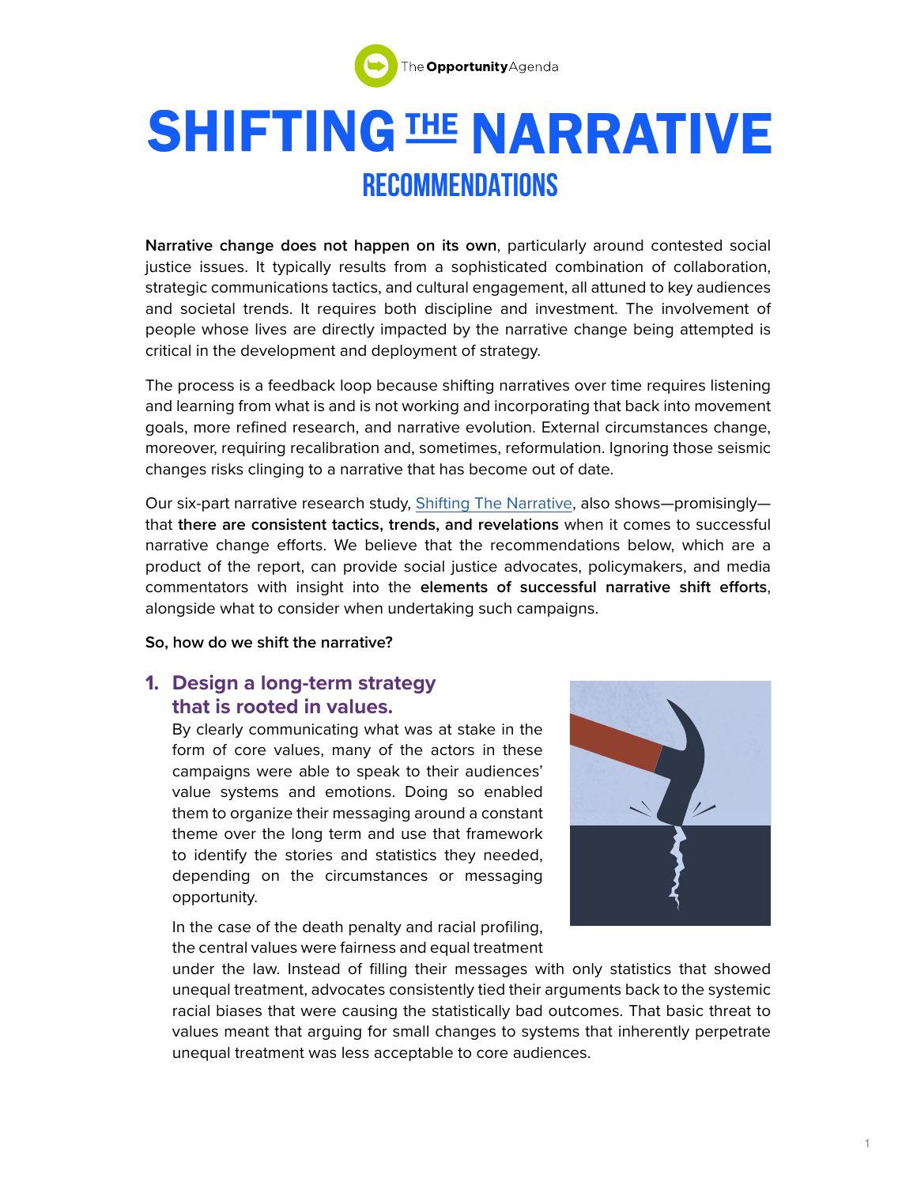The **Opportunity** Agenda

# SHIFTING THE NARRATIVE

## RECOMMENDATIONS

**Narrative change does not happen on its own**, particularly around contested social justice issues. It typically results from a sophisticated combination of collaboration, strategic communications tactics, and cultural engagement, all attuned to key audiences and societal trends. It requires both discipline and investment. The involvement of people whose lives are directly impacted by the narrative change being attempted is critical in the development and deployment of strategy.

The process is a feedback loop because shifting narratives over time requires listening and learning from what is and is not working and incorporating that back into movement goals, more refined research, and narrative evolution. External circumstances change, moreover, requiring recalibration and, sometimes, reformulation. Ignoring those seismic changes risks clinging to a narrative that has become out of date.

Our six-part narrative research study, Shifting The Narrative, also shows—promisingly—that **there are consistent tactics, trends, and revelations** when it comes to successful narrative change efforts. We believe that the recommendations below, which are a product of the report, can provide social justice advocates, policymakers, and media commentators with insight into the **elements of successful narrative shift efforts**, alongside what to consider when undertaking such campaigns.

**So, how do we shift the narrative?**

### 1. Design a long-term strategy that is rooted in values.

By clearly communicating what was at stake in the form of core values, many of the actors in these campaigns were able to speak to their audiences' value systems and emotions. Doing so enabled them to organize their messaging around a constant theme over the long term and use that framework to identify the stories and statistics they needed, depending on the circumstances or messaging opportunity.

In the case of the death penalty and racial profiling, the central values were fairness and equal treatment under the law. Instead of filling their messages with only statistics that showed unequal treatment, advocates consistently tied their arguments back to the systemic racial biases that were causing the statistically bad outcomes. That basic threat to values meant that arguing for small changes to systems that inherently perpetrate unequal treatment was less acceptable to core audiences.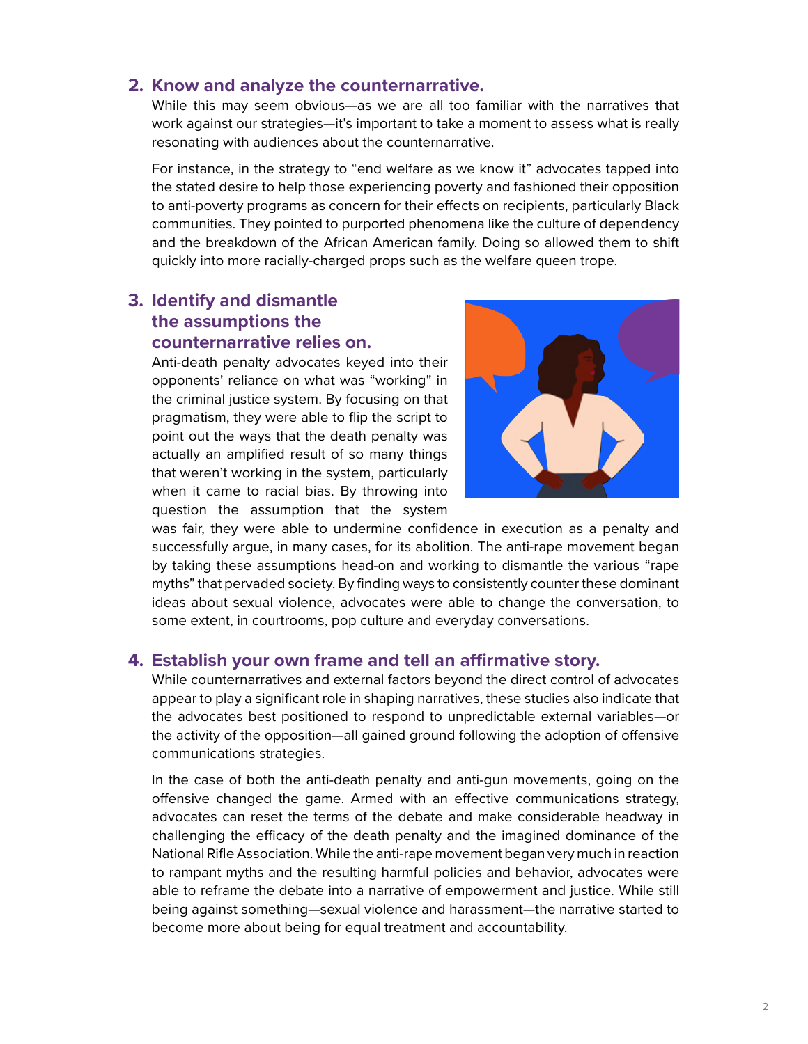2. **Know and analyze the counternarrative.**

While this may seem obvious—as we are all too familiar with the narratives that work against our strategies—it's important to take a moment to assess what is really resonating with audiences about the counternarrative.

For instance, in the strategy to "end welfare as we know it" advocates tapped into the stated desire to help those experiencing poverty and fashioned their opposition to anti-poverty programs as concern for their effects on recipients, particularly Black communities. They pointed to purported phenomena like the culture of dependency and the breakdown of the African American family. Doing so allowed them to shift quickly into more racially-charged props such as the welfare queen trope.

3. **Identify and dismantle the assumptions the counternarrative relies on.**

Anti-death penalty advocates keyed into their opponents' reliance on what was "working" in the criminal justice system. By focusing on that pragmatism, they were able to flip the script to point out the ways that the death penalty was actually an amplified result of so many things that weren't working in the system, particularly when it came to racial bias. By throwing into question the assumption that the system was fair, they were able to undermine confidence in execution as a penalty and successfully argue, in many cases, for its abolition. The anti-rape movement began by taking these assumptions head-on and working to dismantle the various "rape myths" that pervaded society. By finding ways to consistently counter these dominant ideas about sexual violence, advocates were able to change the conversation, to some extent, in courtrooms, pop culture and everyday conversations.

4. **Establish your own frame and tell an affirmative story.**

While counternarratives and external factors beyond the direct control of advocates appear to play a significant role in shaping narratives, these studies also indicate that the advocates best positioned to respond to unpredictable external variables—or the activity of the opposition—all gained ground following the adoption of offensive communications strategies.

In the case of both the anti-death penalty and anti-gun movements, going on the offensive changed the game. Armed with an effective communications strategy, advocates can reset the terms of the debate and make considerable headway in challenging the efficacy of the death penalty and the imagined dominance of the National Rifle Association. While the anti-rape movement began very much in reaction to rampant myths and the resulting harmful policies and behavior, advocates were able to reframe the debate into a narrative of empowerment and justice. While still being against something—sexual violence and harassment—the narrative started to become more about being for equal treatment and accountability.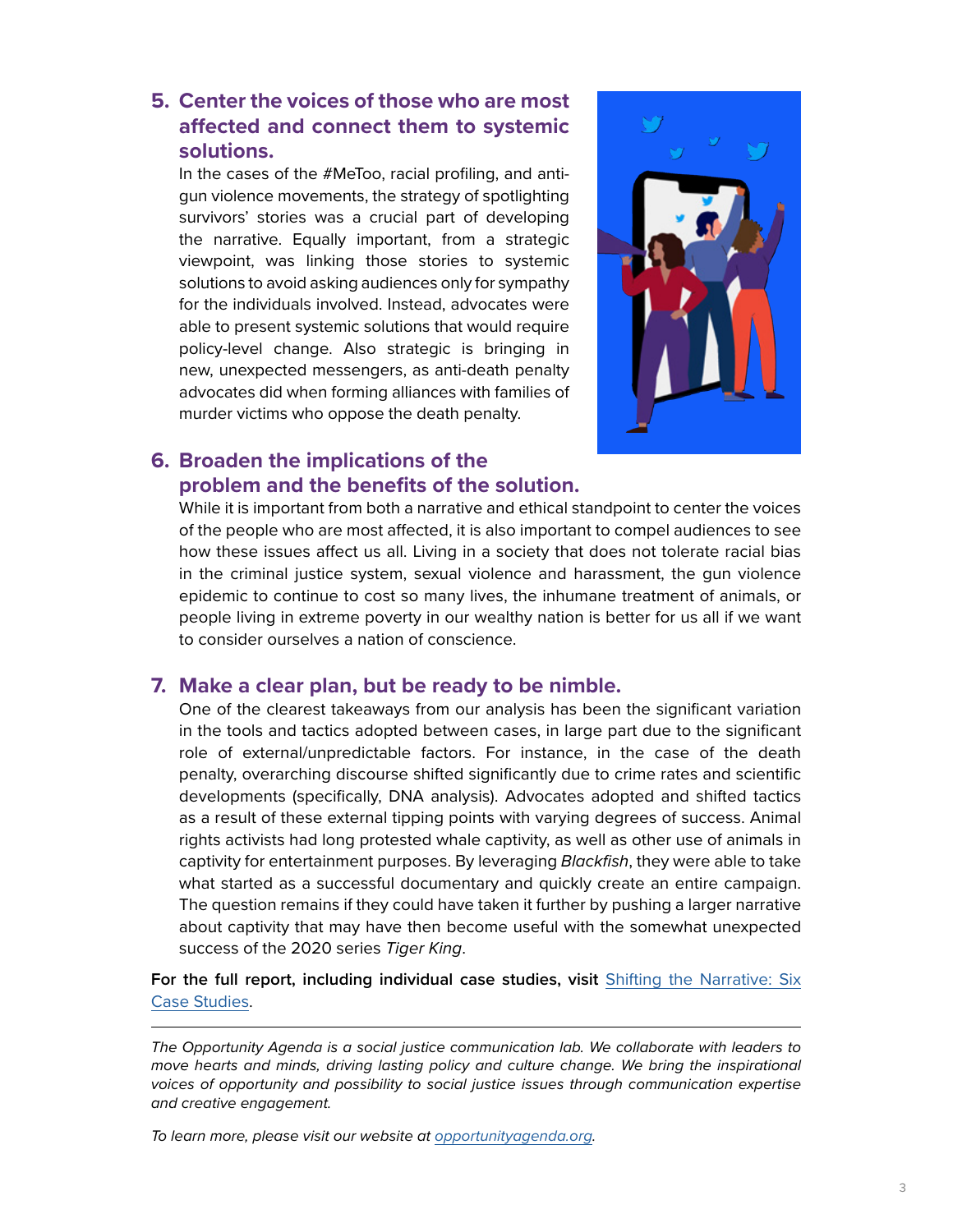### 5. Center the voices of those who are most affected and connect them to systemic solutions.

In the cases of the #MeToo, racial profiling, and anti-gun violence movements, the strategy of spotlighting survivors' stories was a crucial part of developing the narrative. Equally important, from a strategic viewpoint, was linking those stories to systemic solutions to avoid asking audiences only for sympathy for the individuals involved. Instead, advocates were able to present systemic solutions that would require policy-level change. Also strategic is bringing in new, unexpected messengers, as anti-death penalty advocates did when forming alliances with families of murder victims who oppose the death penalty.

### 6. Broaden the implications of the problem and the benefits of the solution.

While it is important from both a narrative and ethical standpoint to center the voices of the people who are most affected, it is also important to compel audiences to see how these issues affect us all. Living in a society that does not tolerate racial bias in the criminal justice system, sexual violence and harassment, the gun violence epidemic to continue to cost so many lives, the inhumane treatment of animals, or people living in extreme poverty in our wealthy nation is better for us all if we want to consider ourselves a nation of conscience.

### 7. Make a clear plan, but be ready to be nimble.

One of the clearest takeaways from our analysis has been the significant variation in the tools and tactics adopted between cases, in large part due to the significant role of external/unpredictable factors. For instance, in the case of the death penalty, overarching discourse shifted significantly due to crime rates and scientific developments (specifically, DNA analysis). Advocates adopted and shifted tactics as a result of these external tipping points with varying degrees of success. Animal rights activists had long protested whale captivity, as well as other use of animals in captivity for entertainment purposes. By leveraging *Blackfish*, they were able to take what started as a successful documentary and quickly create an entire campaign. The question remains if they could have taken it further by pushing a larger narrative about captivity that may have then become useful with the somewhat unexpected success of the 2020 series *Tiger King*.

**For the full report, including individual case studies, visit** [Shifting the Narrative: Six Case Studies](#).

---

*The Opportunity Agenda is a social justice communication lab. We collaborate with leaders to move hearts and minds, driving lasting policy and culture change. We bring the inspirational voices of opportunity and possibility to social justice issues through communication expertise and creative engagement.*

*To learn more, please visit our website at [opportunityagenda.org](#).*